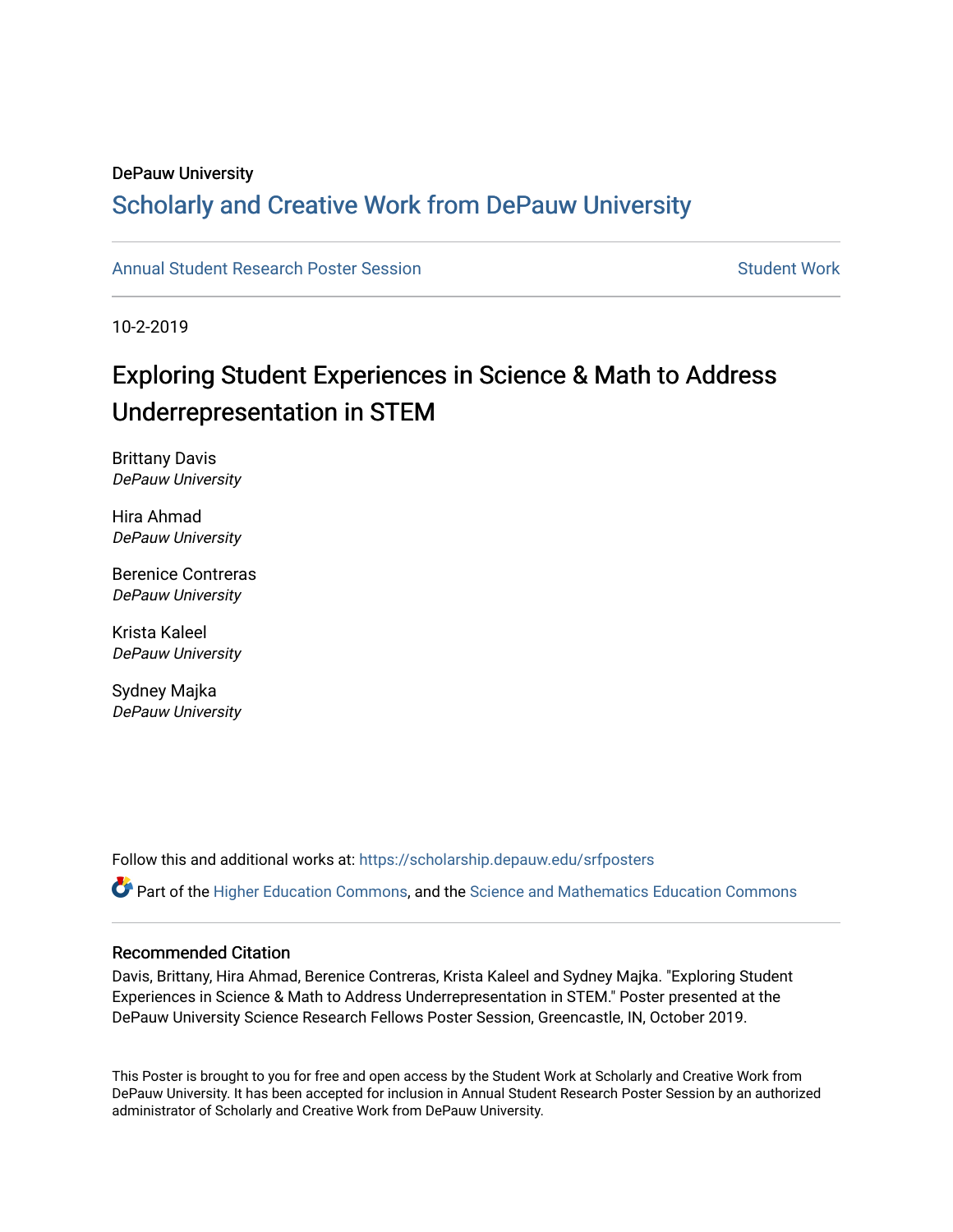DePauw University

## Scholarly and Creative Work from DePauw University

Annual Student Research Poster Session | Student Work

10-2-2019

# Exploring Student Experiences in Science & Math to Address Underrepresentation in STEM

Brittany Davis
*DePauw University*

Hira Ahmad
*DePauw University*

Berenice Contreras
*DePauw University*

Krista Kaleel
*DePauw University*

Sydney Majka
*DePauw University*

Follow this and additional works at: https://scholarship.depauw.edu/srfposters

Part of the Higher Education Commons, and the Science and Mathematics Education Commons

### Recommended Citation

Davis, Brittany, Hira Ahmad, Berenice Contreras, Krista Kaleel and Sydney Majka. "Exploring Student Experiences in Science & Math to Address Underrepresentation in STEM." Poster presented at the DePauw University Science Research Fellows Poster Session, Greencastle, IN, October 2019.

This Poster is brought to you for free and open access by the Student Work at Scholarly and Creative Work from DePauw University. It has been accepted for inclusion in Annual Student Research Poster Session by an authorized administrator of Scholarly and Creative Work from DePauw University.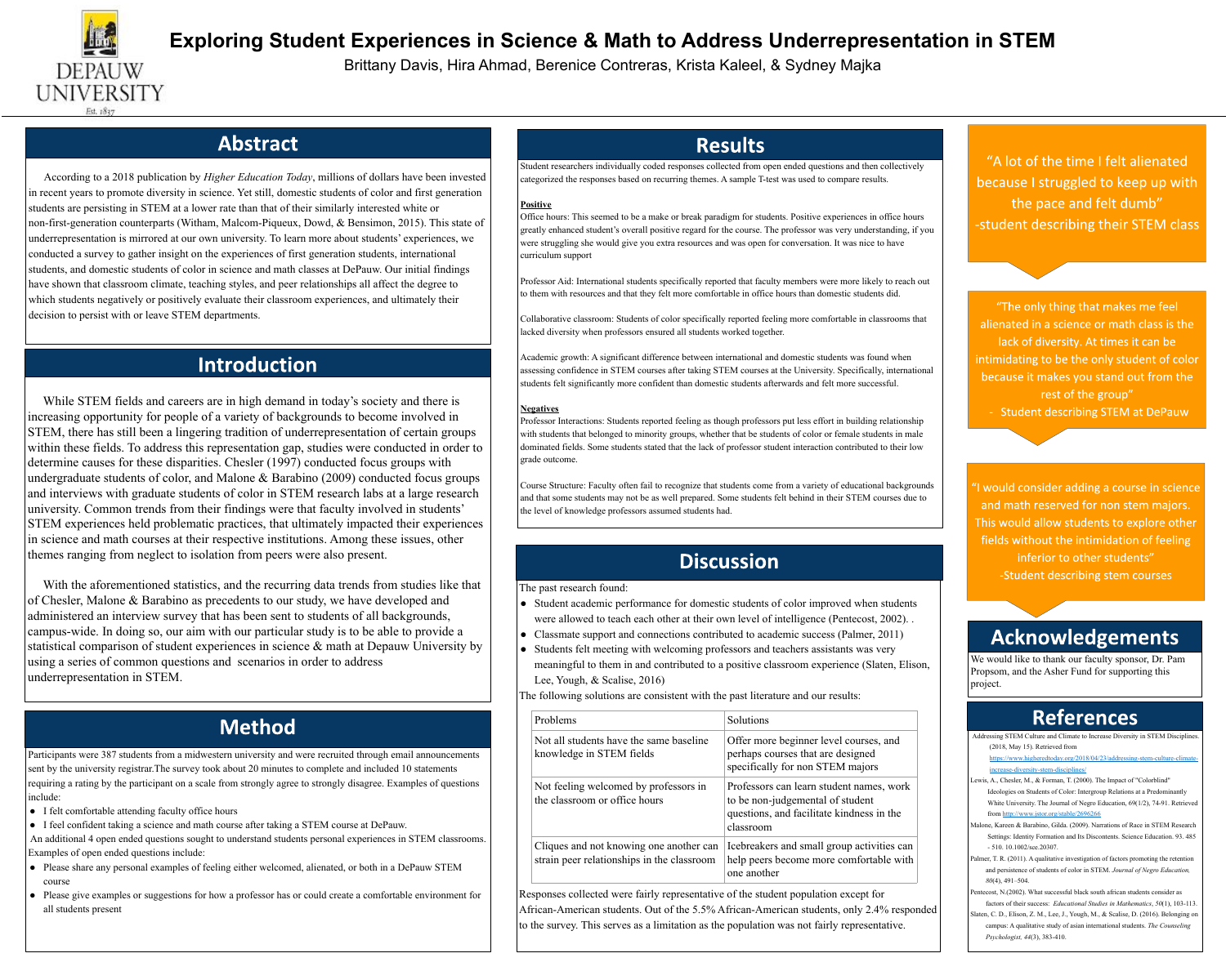# Exploring Student Experiences in Science & Math to Address Underrepresentation in STEM

Brittany Davis, Hira Ahmad, Berenice Contreras, Krista Kaleel, & Sydney Majka

DEPAUW UNIVERSITY Est. 1837

## Abstract

According to a 2018 publication by *Higher Education Today*, millions of dollars have been invested in recent years to promote diversity in science. Yet still, domestic students of color and first generation students are persisting in STEM at a lower rate than that of their similarly interested white or non-first-generation counterparts (Witham, Malcom-Piqueux, Dowd, & Bensimon, 2015). This state of underrepresentation is mirrored at our own university. To learn more about students' experiences, we conducted a survey to gather insight on the experiences of first generation students, international students, and domestic students of color in science and math classes at DePauw. Our initial findings have shown that classroom climate, teaching styles, and peer relationships all affect the degree to which students negatively or positively evaluate their classroom experiences, and ultimately their decision to persist with or leave STEM departments.

## Introduction

While STEM fields and careers are in high demand in today's society and there is increasing opportunity for people of a variety of backgrounds to become involved in STEM, there has still been a lingering tradition of underrepresentation of certain groups within these fields. To address this representation gap, studies were conducted in order to determine causes for these disparities. Chesler (1997) conducted focus groups with undergraduate students of color, and Malone & Barabino (2009) conducted focus groups and interviews with graduate students of color in STEM research labs at a large research university. Common trends from their findings were that faculty involved in students' STEM experiences held problematic practices, that ultimately impacted their experiences in science and math courses at their respective institutions. Among these issues, other themes ranging from neglect to isolation from peers were also present.

With the aforementioned statistics, and the recurring data trends from studies like that of Chesler, Malone & Barabino as precedents to our study, we have developed and administered an interview survey that has been sent to students of all backgrounds, campus-wide. In doing so, our aim with our particular study is to be able to provide a statistical comparison of student experiences in science & math at Depauw University by using a series of common questions and scenarios in order to address underrepresentation in STEM.

## Method

Participants were 387 students from a midwestern university and were recruited through email announcements sent by the university registrar.The survey took about 20 minutes to complete and included 10 statements requiring a rating by the participant on a scale from strongly agree to strongly disagree. Examples of questions include:

- I felt comfortable attending faculty office hours
- I feel confident taking a science and math course after taking a STEM course at DePauw.

An additional 4 open ended questions sought to understand students personal experiences in STEM classrooms. Examples of open ended questions include:

- Please share any personal examples of feeling either welcomed, alienated, or both in a DePauw STEM course
- Please give examples or suggestions for how a professor has or could create a comfortable environment for all students present

## Results

Student researchers individually coded responses collected from open ended questions and then collectively categorized the responses based on recurring themes. A sample T-test was used to compare results.

**Positive**

Office hours: This seemed to be a make or break paradigm for students. Positive experiences in office hours greatly enhanced student's overall positive regard for the course. The professor was very understanding, if you were struggling she would give you extra resources and was open for conversation. It was nice to have curriculum support

Professor Aid: International students specifically reported that faculty members were more likely to reach out to them with resources and that they felt more comfortable in office hours than domestic students did.

Collaborative classroom: Students of color specifically reported feeling more comfortable in classrooms that lacked diversity when professors ensured all students worked together.

Academic growth: A significant difference between international and domestic students was found when assessing confidence in STEM courses after taking STEM courses at the University. Specifically, international students felt significantly more confident than domestic students afterwards and felt more successful.

**Negatives**

Professor Interactions: Students reported feeling as though professors put less effort in building relationship with students that belonged to minority groups, whether that be students of color or female students in male dominated fields. Some students stated that the lack of professor student interaction contributed to their low grade outcome.

Course Structure: Faculty often fail to recognize that students come from a variety of educational backgrounds and that some students may not be as well prepared. Some students felt behind in their STEM courses due to the level of knowledge professors assumed students had.

## Discussion

The past research found:

- Student academic performance for domestic students of color improved when students were allowed to teach each other at their own level of intelligence (Pentecost, 2002). .
- Classmate support and connections contributed to academic success (Palmer, 2011)
- Students felt meeting with welcoming professors and teachers assistants was very meaningful to them in and contributed to a positive classroom experience (Slaten, Elison, Lee, Yough, & Scalise, 2016)

The following solutions are consistent with the past literature and our results:

| Problems | Solutions |
|---|---|
| Not all students have the same baseline knowledge in STEM fields | Offer more beginner level courses, and perhaps courses that are designed specifically for non STEM majors |
| Not feeling welcomed by professors in the classroom or office hours | Professors can learn student names, work to be non-judgemental of student questions, and facilitate kindness in the classroom |
| Cliques and not knowing one another can strain peer relationships in the classroom | Icebreakers and small group activities can help peers become more comfortable with one another |

Responses collected were fairly representative of the student population except for African-American students. Out of the 5.5% African-American students, only 2.4% responded to the survey. This serves as a limitation as the population was not fairly representative.

"A lot of the time I felt alienated because I struggled to keep up with the pace and felt dumb"
-student describing their STEM class

"The only thing that makes me feel alienated in a science or math class is the lack of diversity. At times it can be intimidating to be the only student of color because it makes you stand out from the rest of the group"
- Student describing STEM at DePauw

"I would consider adding a course in science and math reserved for non stem majors. This would allow students to explore other fields without the intimidation of feeling inferior to other students"
-Student describing stem courses

## Acknowledgements

We would like to thank our faculty sponsor, Dr. Pam Propsom, and the Asher Fund for supporting this project.

## References

Addressing STEM Culture and Climate to Increase Diversity in STEM Disciplines. (2018, May 15). Retrieved from https://www.higheredtoday.org/2018/04/23/addressing-stem-culture-climate-increase-diversity-stem-disciplines/

Lewis, A., Chesler, M., & Forman, T. (2000). The Impact of "Colorblind" Ideologies on Students of Color: Intergroup Relations at a Predominantly White University. The Journal of Negro Education, 69(1/2), 74-91. Retrieved from http://www.jstor.org/stable/2696266

Malone, Kareen & Barabino, Gilda. (2009). Narrations of Race in STEM Research Settings: Identity Formation and Its Discontents. Science Education. 93. 485 - 510. 10.1002/sce.20307.

Palmer, T. R. (2011). A qualitative investigation of factors promoting the retention and persistence of students of color in STEM. *Journal of Negro Education, 80*(4), 491–504.

Pentecost, N.(2002). What successful black south african students consider as factors of their success: *Educational Studies in Mathematics*, *50*(1), 103-113.

Slaten, C. D., Elison, Z. M., Lee, J., Yough, M., & Scalise, D. (2016). Belonging on campus: A qualitative study of asian international students. *The Counseling Psychologist, 44*(3), 383-410.